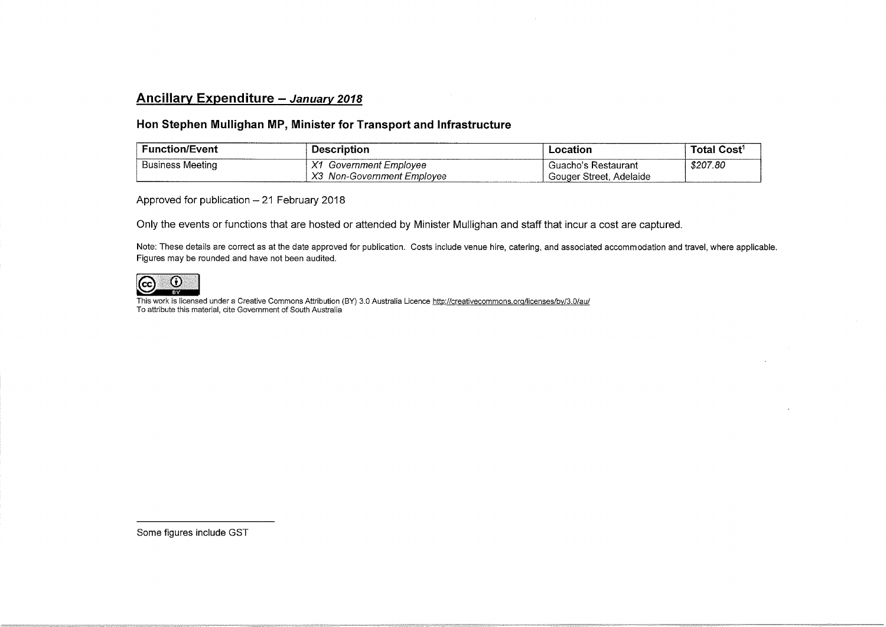## Ancillary Expenditure – *January 2018*

### Hon Stephen Mullighan MP, Minister for Transport and Infrastructure

| Function/Event | Description | Location | Total Cost[1] |
|---|---|---|---|
| Business Meeting | *X1 Government Employee*<br>*X3 Non-Government Employee* | Guacho's Restaurant<br>Gouger Street, Adelaide | *$207.80* |

Approved for publication – 21 February 2018

Only the events or functions that are hosted or attended by Minister Mullighan and staff that incur a cost are captured.

Note: These details are correct as at the date approved for publication. Costs include venue hire, catering, and associated accommodation and travel, where applicable. Figures may be rounded and have not been audited.

This work is licensed under a Creative Commons Attribution (BY) 3.0 Australia Licence http://creativecommons.org/licenses/by/3.0/au/
To attribute this material, cite Government of South Australia

---

Some figures include GST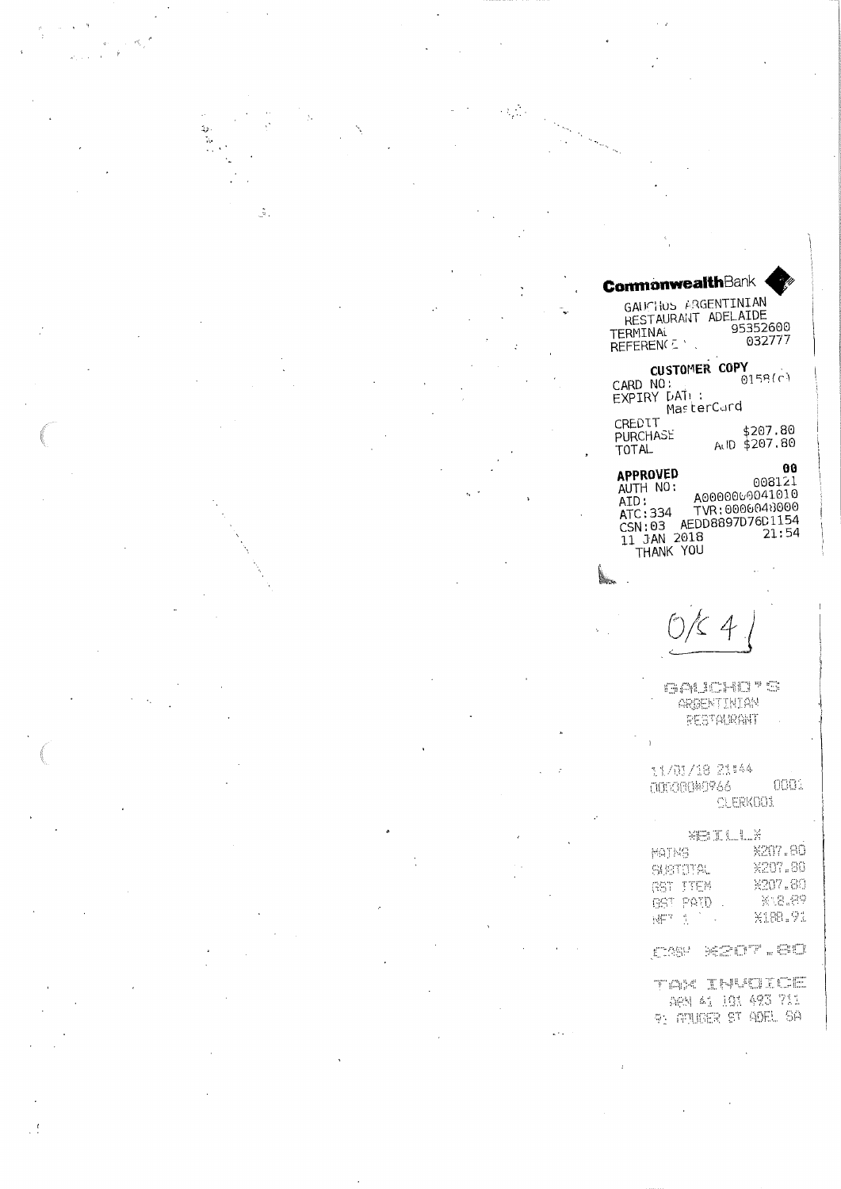**CommonwealthBank**

GAUCHOS ARGENTINIAN
RESTAURANT ADELAIDE

| | |
|---|---|
| TERMINAL | 95352600 |
| REFERENCE | 032777 |

**CUSTOMER COPY**

| | |
|---|---|
| CARD NO: | 0158(c) |
| EXPIRY DATE: | |

MasterCard

| | |
|---|---|
| CREDIT | |
| PURCHASE | $207.80 |
| TOTAL | AUD $207.80 |

| | |
|---|---|
| **APPROVED** | **00** |
| AUTH NO: | 008121 |
| AID: | A0000000041010 |
| ATC:334 | TVR:0000048000 |
| CSN:03 | AEDD8897D76D1154 |
| 11 JAN 2018 | 21:54 |

THANK YOU

0/S 4

GAUCHO'S
ARGENTINIAN
RESTAURANT

11/01/18 21:44
000000#0966 0001
CLERK001

*BILL*

| | |
|---|---|
| MAINS | ¥207.80 |
| SUBTOTAL | ¥207.80 |
| GST ITEM | ¥207.80 |
| GST PAID | ¥18.89 |
| NET 1 | ¥188.91 |

CASH ¥207.80

TAX INVOICE
ABN 41 101 493 711
91 GOUGER ST ADEL SA